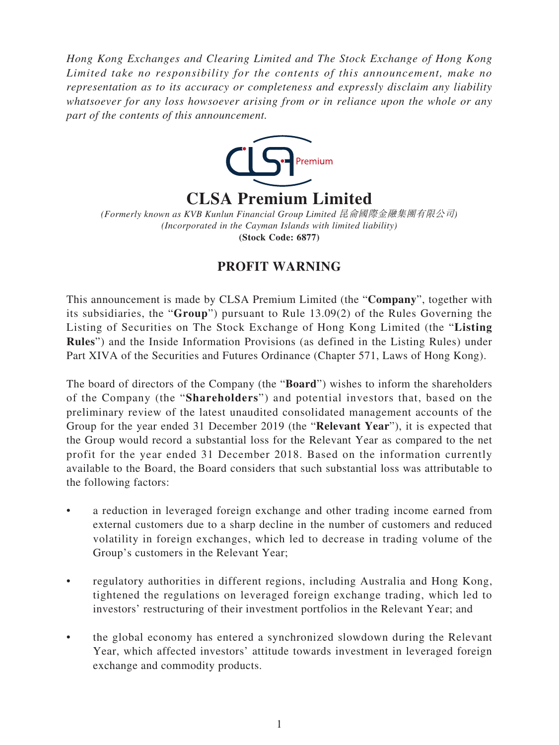*Hong Kong Exchanges and Clearing Limited and The Stock Exchange of Hong Kong Limited take no responsibility for the contents of this announcement, make no representation as to its accuracy or completeness and expressly disclaim any liability whatsoever for any loss howsoever arising from or in reliance upon the whole or any part of the contents of this announcement.*

# CLSA Premium Limited

*(Formerly known as KVB Kunlun Financial Group Limited 昆侖國際金融集團有限公司)*
*(Incorporated in the Cayman Islands with limited liability)*
**(Stock Code: 6877)**

## PROFIT WARNING

This announcement is made by CLSA Premium Limited (the "**Company**", together with its subsidiaries, the "**Group**") pursuant to Rule 13.09(2) of the Rules Governing the Listing of Securities on The Stock Exchange of Hong Kong Limited (the "**Listing Rules**") and the Inside Information Provisions (as defined in the Listing Rules) under Part XIVA of the Securities and Futures Ordinance (Chapter 571, Laws of Hong Kong).

The board of directors of the Company (the "**Board**") wishes to inform the shareholders of the Company (the "**Shareholders**") and potential investors that, based on the preliminary review of the latest unaudited consolidated management accounts of the Group for the year ended 31 December 2019 (the "**Relevant Year**"), it is expected that the Group would record a substantial loss for the Relevant Year as compared to the net profit for the year ended 31 December 2018. Based on the information currently available to the Board, the Board considers that such substantial loss was attributable to the following factors:

- a reduction in leveraged foreign exchange and other trading income earned from external customers due to a sharp decline in the number of customers and reduced volatility in foreign exchanges, which led to decrease in trading volume of the Group's customers in the Relevant Year;
- regulatory authorities in different regions, including Australia and Hong Kong, tightened the regulations on leveraged foreign exchange trading, which led to investors' restructuring of their investment portfolios in the Relevant Year; and
- the global economy has entered a synchronized slowdown during the Relevant Year, which affected investors' attitude towards investment in leveraged foreign exchange and commodity products.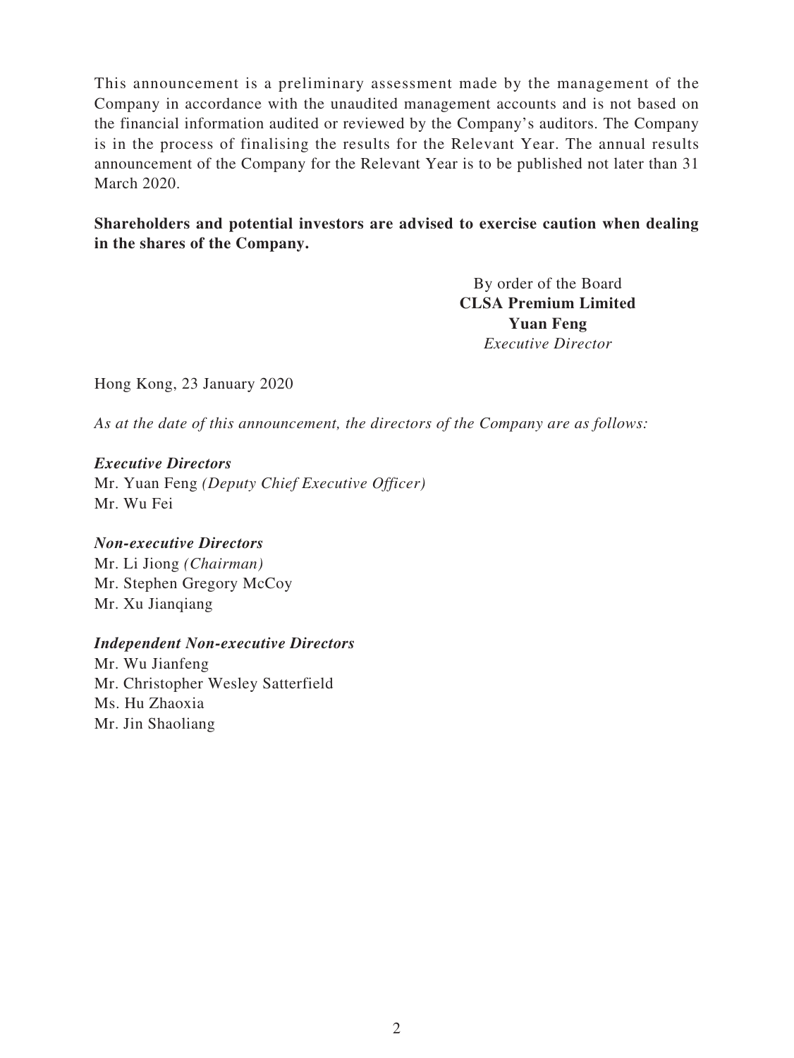This announcement is a preliminary assessment made by the management of the Company in accordance with the unaudited management accounts and is not based on the financial information audited or reviewed by the Company's auditors. The Company is in the process of finalising the results for the Relevant Year. The annual results announcement of the Company for the Relevant Year is to be published not later than 31 March 2020.

**Shareholders and potential investors are advised to exercise caution when dealing in the shares of the Company.**

By order of the Board
**CLSA Premium Limited**
**Yuan Feng**
*Executive Director*

Hong Kong, 23 January 2020

*As at the date of this announcement, the directors of the Company are as follows:*

***Executive Directors***
Mr. Yuan Feng *(Deputy Chief Executive Officer)*
Mr. Wu Fei

***Non-executive Directors***
Mr. Li Jiong *(Chairman)*
Mr. Stephen Gregory McCoy
Mr. Xu Jianqiang

***Independent Non-executive Directors***
Mr. Wu Jianfeng
Mr. Christopher Wesley Satterfield
Ms. Hu Zhaoxia
Mr. Jin Shaoliang